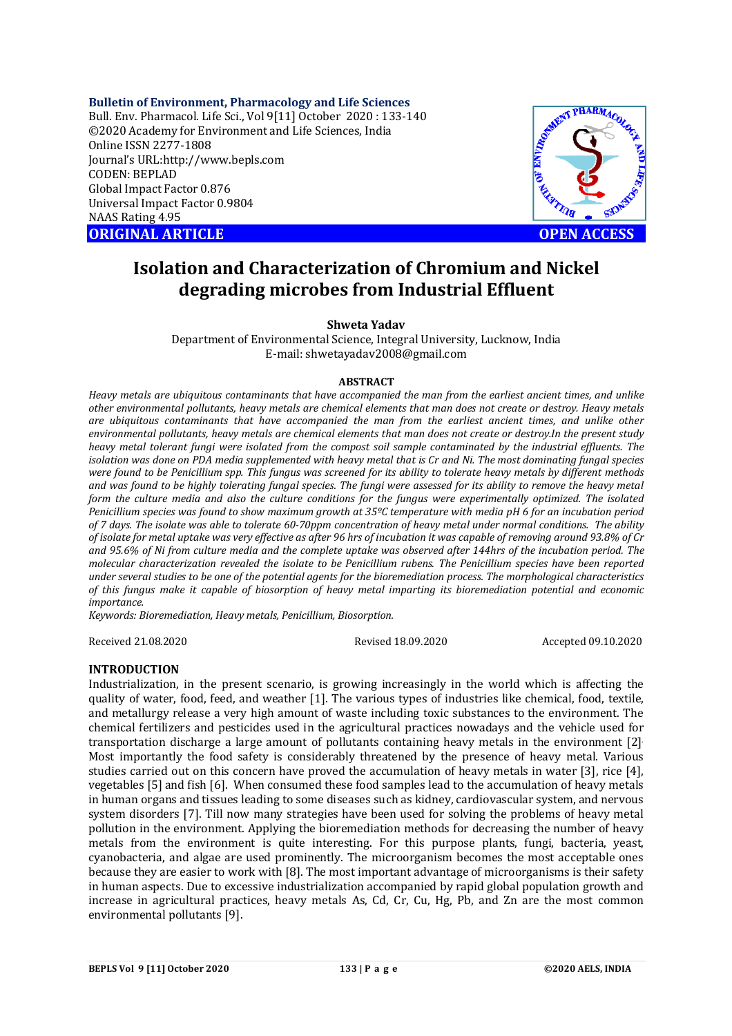**Bulletin of Environment, Pharmacology and Life Sciences**
Bull. Env. Pharmacol. Life Sci., Vol 9[11] October 2020 : 133-140
©2020 Academy for Environment and Life Sciences, India
Online ISSN 2277-1808
Journal's URL:http://www.bepls.com
CODEN: BEPLAD
Global Impact Factor 0.876
Universal Impact Factor 0.9804
NAAS Rating 4.95

**ORIGINAL ARTICLE** **OPEN ACCESS**

# Isolation and Characterization of Chromium and Nickel degrading microbes from Industrial Effluent

**Shweta Yadav**

Department of Environmental Science, Integral University, Lucknow, India
E-mail: shwetayadav2008@gmail.com

## ABSTRACT

*Heavy metals are ubiquitous contaminants that have accompanied the man from the earliest ancient times, and unlike other environmental pollutants, heavy metals are chemical elements that man does not create or destroy. Heavy metals are ubiquitous contaminants that have accompanied the man from the earliest ancient times, and unlike other environmental pollutants, heavy metals are chemical elements that man does not create or destroy.In the present study heavy metal tolerant fungi were isolated from the compost soil sample contaminated by the industrial effluents. The isolation was done on PDA media supplemented with heavy metal that is Cr and Ni. The most dominating fungal species were found to be Penicillium spp. This fungus was screened for its ability to tolerate heavy metals by different methods and was found to be highly tolerating fungal species. The fungi were assessed for its ability to remove the heavy metal form the culture media and also the culture conditions for the fungus were experimentally optimized. The isolated Penicillium species was found to show maximum growth at 35ºC temperature with media pH 6 for an incubation period of 7 days. The isolate was able to tolerate 60-70ppm concentration of heavy metal under normal conditions. The ability of isolate for metal uptake was very effective as after 96 hrs of incubation it was capable of removing around 93.8% of Cr and 95.6% of Ni from culture media and the complete uptake was observed after 144hrs of the incubation period. The molecular characterization revealed the isolate to be Penicillium rubens. The Penicillium species have been reported under several studies to be one of the potential agents for the bioremediation process. The morphological characteristics of this fungus make it capable of biosorption of heavy metal imparting its bioremediation potential and economic importance.*

*Keywords: Bioremediation, Heavy metals, Penicillium, Biosorption.*

Received 21.08.2020 Revised 18.09.2020 Accepted 09.10.2020

## INTRODUCTION

Industrialization, in the present scenario, is growing increasingly in the world which is affecting the quality of water, food, feed, and weather [1]. The various types of industries like chemical, food, textile, and metallurgy release a very high amount of waste including toxic substances to the environment. The chemical fertilizers and pesticides used in the agricultural practices nowadays and the vehicle used for transportation discharge a large amount of pollutants containing heavy metals in the environment [2]. Most importantly the food safety is considerably threatened by the presence of heavy metal. Various studies carried out on this concern have proved the accumulation of heavy metals in water [3], rice [4], vegetables [5] and fish [6]. When consumed these food samples lead to the accumulation of heavy metals in human organs and tissues leading to some diseases such as kidney, cardiovascular system, and nervous system disorders [7]. Till now many strategies have been used for solving the problems of heavy metal pollution in the environment. Applying the bioremediation methods for decreasing the number of heavy metals from the environment is quite interesting. For this purpose plants, fungi, bacteria, yeast, cyanobacteria, and algae are used prominently. The microorganism becomes the most acceptable ones because they are easier to work with [8]. The most important advantage of microorganisms is their safety in human aspects. Due to excessive industrialization accompanied by rapid global population growth and increase in agricultural practices, heavy metals As, Cd, Cr, Cu, Hg, Pb, and Zn are the most common environmental pollutants [9].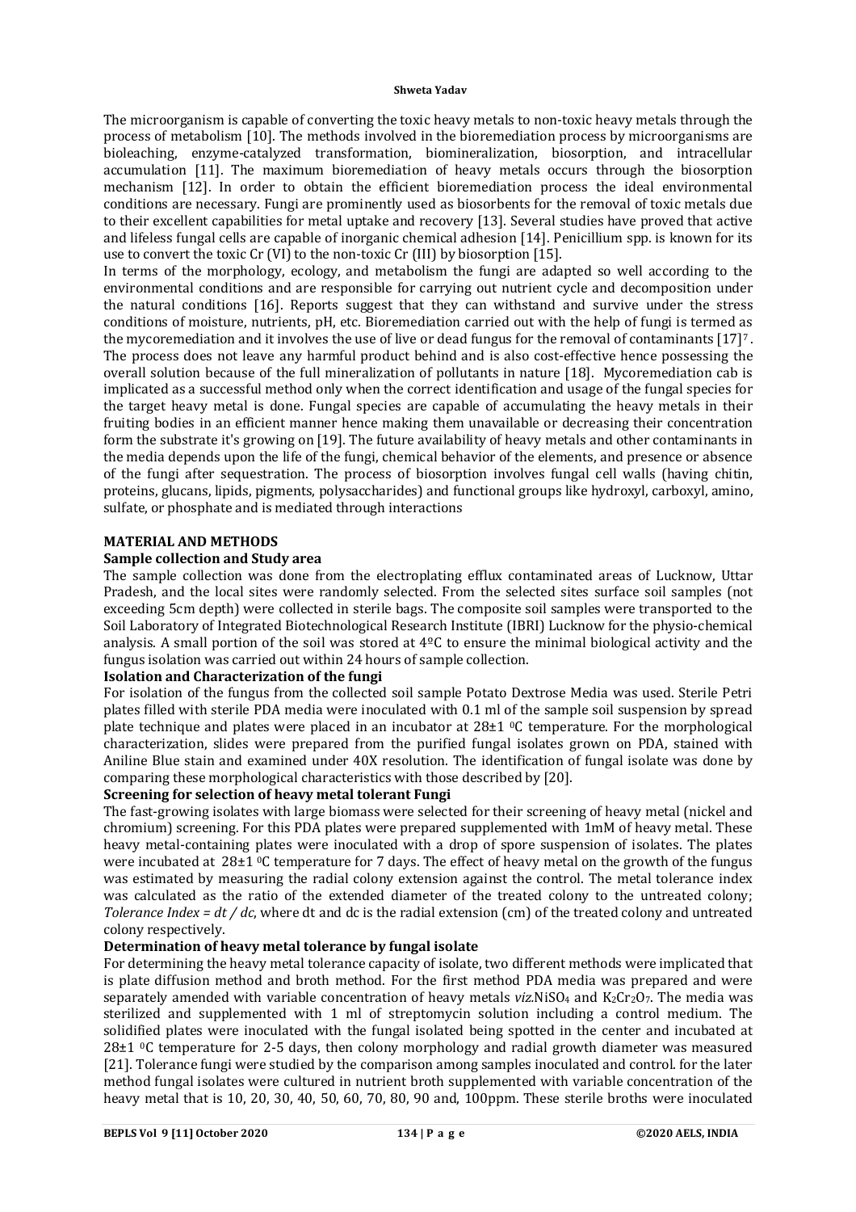The microorganism is capable of converting the toxic heavy metals to non-toxic heavy metals through the process of metabolism [10]. The methods involved in the bioremediation process by microorganisms are bioleaching, enzyme-catalyzed transformation, biomineralization, biosorption, and intracellular accumulation [11]. The maximum bioremediation of heavy metals occurs through the biosorption mechanism [12]. In order to obtain the efficient bioremediation process the ideal environmental conditions are necessary. Fungi are prominently used as biosorbents for the removal of toxic metals due to their excellent capabilities for metal uptake and recovery [13]. Several studies have proved that active and lifeless fungal cells are capable of inorganic chemical adhesion [14]. Penicillium spp. is known for its use to convert the toxic Cr (VI) to the non-toxic Cr (III) by biosorption [15].

In terms of the morphology, ecology, and metabolism the fungi are adapted so well according to the environmental conditions and are responsible for carrying out nutrient cycle and decomposition under the natural conditions [16]. Reports suggest that they can withstand and survive under the stress conditions of moisture, nutrients, pH, etc. Bioremediation carried out with the help of fungi is termed as the mycoremediation and it involves the use of live or dead fungus for the removal of contaminants [17][7]. The process does not leave any harmful product behind and is also cost-effective hence possessing the overall solution because of the full mineralization of pollutants in nature [18]. Mycoremediation cab is implicated as a successful method only when the correct identification and usage of the fungal species for the target heavy metal is done. Fungal species are capable of accumulating the heavy metals in their fruiting bodies in an efficient manner hence making them unavailable or decreasing their concentration form the substrate it's growing on [19]. The future availability of heavy metals and other contaminants in the media depends upon the life of the fungi, chemical behavior of the elements, and presence or absence of the fungi after sequestration. The process of biosorption involves fungal cell walls (having chitin, proteins, glucans, lipids, pigments, polysaccharides) and functional groups like hydroxyl, carboxyl, amino, sulfate, or phosphate and is mediated through interactions

## MATERIAL AND METHODS

### Sample collection and Study area

The sample collection was done from the electroplating efflux contaminated areas of Lucknow, Uttar Pradesh, and the local sites were randomly selected. From the selected sites surface soil samples (not exceeding 5cm depth) were collected in sterile bags. The composite soil samples were transported to the Soil Laboratory of Integrated Biotechnological Research Institute (IBRI) Lucknow for the physio-chemical analysis. A small portion of the soil was stored at 4ºC to ensure the minimal biological activity and the fungus isolation was carried out within 24 hours of sample collection.

### Isolation and Characterization of the fungi

For isolation of the fungus from the collected soil sample Potato Dextrose Media was used. Sterile Petri plates filled with sterile PDA media were inoculated with 0.1 ml of the sample soil suspension by spread plate technique and plates were placed in an incubator at 28±1 ºC temperature. For the morphological characterization, slides were prepared from the purified fungal isolates grown on PDA, stained with Aniline Blue stain and examined under 40X resolution. The identification of fungal isolate was done by comparing these morphological characteristics with those described by [20].

### Screening for selection of heavy metal tolerant Fungi

The fast-growing isolates with large biomass were selected for their screening of heavy metal (nickel and chromium) screening. For this PDA plates were prepared supplemented with 1mM of heavy metal. These heavy metal-containing plates were inoculated with a drop of spore suspension of isolates. The plates were incubated at 28±1 ºC temperature for 7 days. The effect of heavy metal on the growth of the fungus was estimated by measuring the radial colony extension against the control. The metal tolerance index was calculated as the ratio of the extended diameter of the treated colony to the untreated colony; *Tolerance Index = dt / dc*, where dt and dc is the radial extension (cm) of the treated colony and untreated colony respectively.

### Determination of heavy metal tolerance by fungal isolate

For determining the heavy metal tolerance capacity of isolate, two different methods were implicated that is plate diffusion method and broth method. For the first method PDA media was prepared and were separately amended with variable concentration of heavy metals *viz.*$NiSO_4$ and $K_2Cr_2O_7$. The media was sterilized and supplemented with 1 ml of streptomycin solution including a control medium. The solidified plates were inoculated with the fungal isolated being spotted in the center and incubated at 28±1 ºC temperature for 2-5 days, then colony morphology and radial growth diameter was measured [21]. Tolerance fungi were studied by the comparison among samples inoculated and control. for the later method fungal isolates were cultured in nutrient broth supplemented with variable concentration of the heavy metal that is 10, 20, 30, 40, 50, 60, 70, 80, 90 and, 100ppm. These sterile broths were inoculated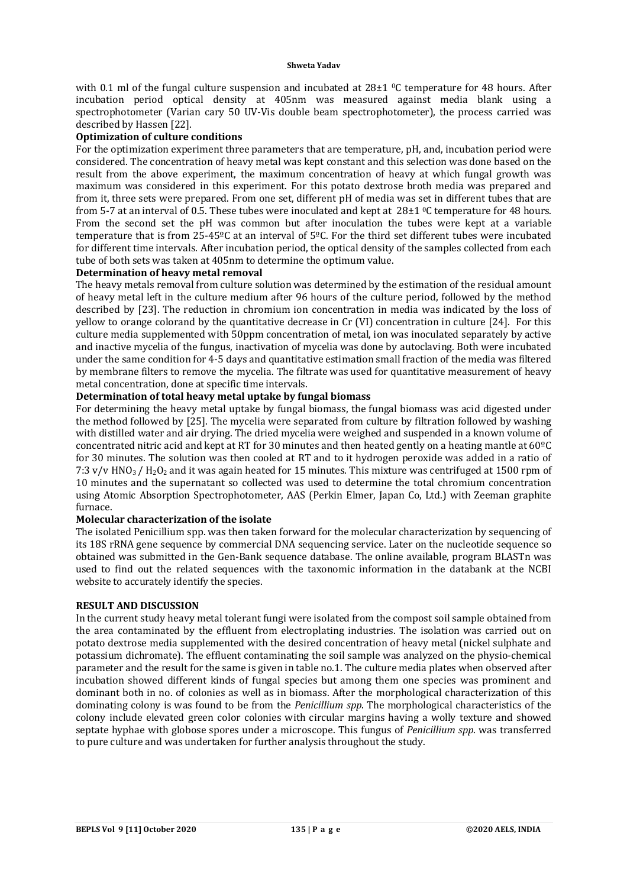with 0.1 ml of the fungal culture suspension and incubated at 28±1 $^{0}$C temperature for 48 hours. After incubation period optical density at 405nm was measured against media blank using a spectrophotometer (Varian cary 50 UV-Vis double beam spectrophotometer), the process carried was described by Hassen [22].

**Optimization of culture conditions**

For the optimization experiment three parameters that are temperature, pH, and, incubation period were considered. The concentration of heavy metal was kept constant and this selection was done based on the result from the above experiment, the maximum concentration of heavy at which fungal growth was maximum was considered in this experiment. For this potato dextrose broth media was prepared and from it, three sets were prepared. From one set, different pH of media was set in different tubes that are from 5-7 at an interval of 0.5. These tubes were inoculated and kept at 28±1 $^{0}$C temperature for 48 hours. From the second set the pH was common but after inoculation the tubes were kept at a variable temperature that is from 25-45ºC at an interval of 5ºC. For the third set different tubes were incubated for different time intervals. After incubation period, the optical density of the samples collected from each tube of both sets was taken at 405nm to determine the optimum value.

**Determination of heavy metal removal**

The heavy metals removal from culture solution was determined by the estimation of the residual amount of heavy metal left in the culture medium after 96 hours of the culture period, followed by the method described by [23]. The reduction in chromium ion concentration in media was indicated by the loss of yellow to orange colorand by the quantitative decrease in Cr (VI) concentration in culture [24]. For this culture media supplemented with 50ppm concentration of metal, ion was inoculated separately by active and inactive mycelia of the fungus, inactivation of mycelia was done by autoclaving. Both were incubated under the same condition for 4-5 days and quantitative estimation small fraction of the media was filtered by membrane filters to remove the mycelia. The filtrate was used for quantitative measurement of heavy metal concentration, done at specific time intervals.

**Determination of total heavy metal uptake by fungal biomass**

For determining the heavy metal uptake by fungal biomass, the fungal biomass was acid digested under the method followed by [25]. The mycelia were separated from culture by filtration followed by washing with distilled water and air drying. The dried mycelia were weighed and suspended in a known volume of concentrated nitric acid and kept at RT for 30 minutes and then heated gently on a heating mantle at 60ºC for 30 minutes. The solution was then cooled at RT and to it hydrogen peroxide was added in a ratio of 7:3 v/v $HNO_3$ / $H_2O_2$ and it was again heated for 15 minutes. This mixture was centrifuged at 1500 rpm of 10 minutes and the supernatant so collected was used to determine the total chromium concentration using Atomic Absorption Spectrophotometer, AAS (Perkin Elmer, Japan Co, Ltd.) with Zeeman graphite furnace.

**Molecular characterization of the isolate**

The isolated Penicillium spp. was then taken forward for the molecular characterization by sequencing of its 18S rRNA gene sequence by commercial DNA sequencing service. Later on the nucleotide sequence so obtained was submitted in the Gen-Bank sequence database. The online available, program BLASTn was used to find out the related sequences with the taxonomic information in the databank at the NCBI website to accurately identify the species.

## RESULT AND DISCUSSION

In the current study heavy metal tolerant fungi were isolated from the compost soil sample obtained from the area contaminated by the effluent from electroplating industries. The isolation was carried out on potato dextrose media supplemented with the desired concentration of heavy metal (nickel sulphate and potassium dichromate). The effluent contaminating the soil sample was analyzed on the physio-chemical parameter and the result for the same is given in table no.1. The culture media plates when observed after incubation showed different kinds of fungal species but among them one species was prominent and dominant both in no. of colonies as well as in biomass. After the morphological characterization of this dominating colony is was found to be from the *Penicillium spp*. The morphological characteristics of the colony include elevated green color colonies with circular margins having a wolly texture and showed septate hyphae with globose spores under a microscope. This fungus of *Penicillium spp*. was transferred to pure culture and was undertaken for further analysis throughout the study.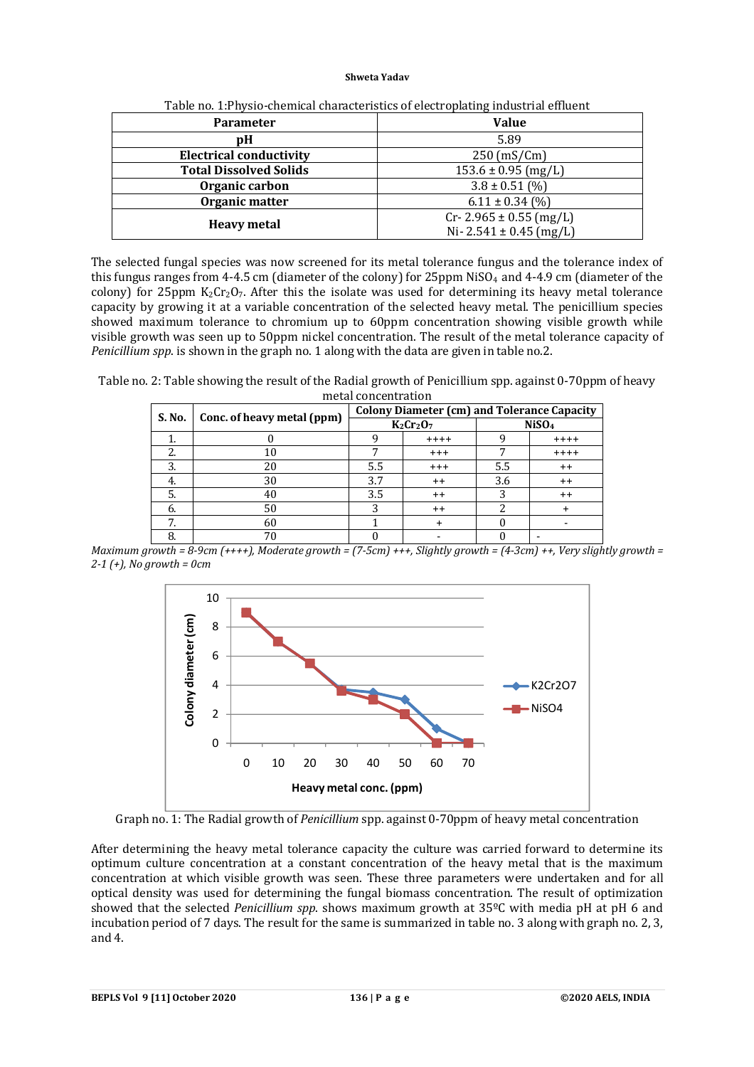Table no. 1:Physio-chemical characteristics of electroplating industrial effluent

| Parameter | Value |
|---|---|
| pH | 5.89 |
| Electrical conductivity | 250 (mS/Cm) |
| Total Dissolved Solids | 153.6 ± 0.95 (mg/L) |
| Organic carbon | 3.8 ± 0.51 (%) |
| Organic matter | 6.11 ± 0.34 (%) |
| Heavy metal | Cr- 2.965 ± 0.55 (mg/L) Ni- 2.541 ± 0.45 (mg/L) |

The selected fungal species was now screened for its metal tolerance fungus and the tolerance index of this fungus ranges from 4-4.5 cm (diameter of the colony) for 25ppm $NiSO_4$ and 4-4.9 cm (diameter of the colony) for 25ppm $K_2Cr_2O_7$. After this the isolate was used for determining its heavy metal tolerance capacity by growing it at a variable concentration of the selected heavy metal. The penicillium species showed maximum tolerance to chromium up to 60ppm concentration showing visible growth while visible growth was seen up to 50ppm nickel concentration. The result of the metal tolerance capacity of *Penicillium spp.* is shown in the graph no. 1 along with the data are given in table no.2.

Table no. 2: Table showing the result of the Radial growth of Penicillium spp. against 0-70ppm of heavy metal concentration

| S. No. | Conc. of heavy metal (ppm) | Colony Diameter (cm) and Tolerance Capacity | | | |
|---|---|---|---|---|---|
| | | $K_2Cr_2O_7$ | | $NiSO_4$ | |
| 1. | 0 | 9 | ++++ | 9 | ++++ |
| 2. | 10 | 7 | +++ | 7 | ++++ |
| 3. | 20 | 5.5 | +++ | 5.5 | ++ |
| 4. | 30 | 3.7 | ++ | 3.6 | ++ |
| 5. | 40 | 3.5 | ++ | 3 | ++ |
| 6. | 50 | 3 | ++ | 2 | + |
| 7. | 60 | 1 | + | 0 | - |
| 8. | 70 | 0 | - | 0 | - |

*Maximum growth = 8-9cm (++++), Moderate growth = (7-5cm) +++, Slightly growth = (4-3cm) ++, Very slightly growth = 2-1 (+), No growth = 0cm*

Graph no. 1: The Radial growth of *Penicillium* spp. against 0-70ppm of heavy metal concentration

After determining the heavy metal tolerance capacity the culture was carried forward to determine its optimum culture concentration at a constant concentration of the heavy metal that is the maximum concentration at which visible growth was seen. These three parameters were undertaken and for all optical density was used for determining the fungal biomass concentration. The result of optimization showed that the selected *Penicillium spp.* shows maximum growth at 35ºC with media pH at pH 6 and incubation period of 7 days. The result for the same is summarized in table no. 3 along with graph no. 2, 3, and 4.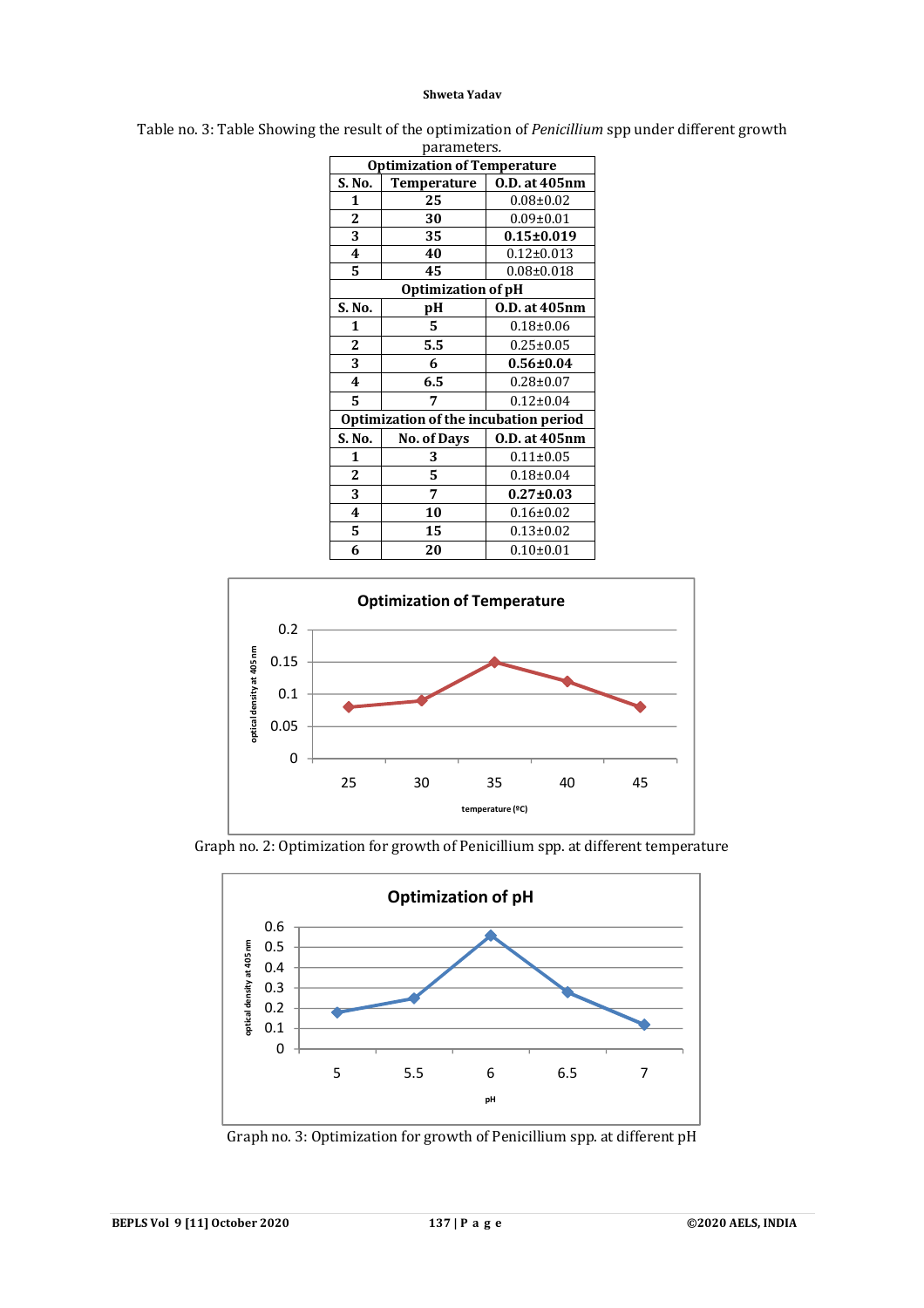Table no. 3: Table Showing the result of the optimization of *Penicillium* spp under different growth parameters.

| Optimization of Temperature | | |
|---|---|---|
| **S. No.** | **Temperature** | **O.D. at 405nm** |
| **1** | **25** | 0.08±0.02 |
| **2** | **30** | 0.09±0.01 |
| **3** | **35** | **0.15±0.019** |
| **4** | **40** | 0.12±0.013 |
| **5** | **45** | 0.08±0.018 |
| **Optimization of pH** | | |
| **S. No.** | **pH** | **O.D. at 405nm** |
| **1** | **5** | 0.18±0.06 |
| **2** | **5.5** | 0.25±0.05 |
| **3** | **6** | **0.56±0.04** |
| **4** | **6.5** | 0.28±0.07 |
| **5** | **7** | 0.12±0.04 |
| **Optimization of the incubation period** | | |
| **S. No.** | **No. of Days** | **O.D. at 405nm** |
| **1** | **3** | 0.11±0.05 |
| **2** | **5** | 0.18±0.04 |
| **3** | **7** | **0.27±0.03** |
| **4** | **10** | 0.16±0.02 |
| **5** | **15** | 0.13±0.02 |
| **6** | **20** | 0.10±0.01 |

Graph no. 2: Optimization for growth of Penicillium spp. at different temperature

Graph no. 3: Optimization for growth of Penicillium spp. at different pH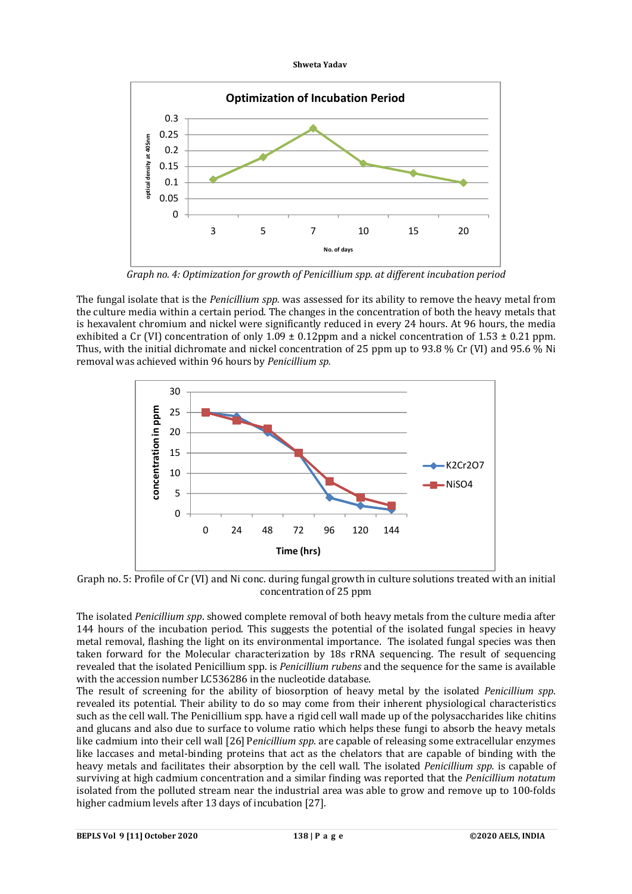Graph no. 4: Optimization for growth of *Penicillium spp.* at different incubation period

The fungal isolate that is the *Penicillium spp.* was assessed for its ability to remove the heavy metal from the culture media within a certain period. The changes in the concentration of both the heavy metals that is hexavalent chromium and nickel were significantly reduced in every 24 hours. At 96 hours, the media exhibited a Cr (VI) concentration of only 1.09 ± 0.12ppm and a nickel concentration of 1.53 ± 0.21 ppm. Thus, with the initial dichromate and nickel concentration of 25 ppm up to 93.8 % Cr (VI) and 95.6 % Ni removal was achieved within 96 hours by *Penicillium sp.*

Graph no. 5: Profile of Cr (VI) and Ni conc. during fungal growth in culture solutions treated with an initial concentration of 25 ppm

The isolated *Penicillium spp.* showed complete removal of both heavy metals from the culture media after 144 hours of the incubation period. This suggests the potential of the isolated fungal species in heavy metal removal, flashing the light on its environmental importance. The isolated fungal species was then taken forward for the Molecular characterization by 18s rRNA sequencing. The result of sequencing revealed that the isolated Penicillium spp. is *Penicillium rubens* and the sequence for the same is available with the accession number LC536286 in the nucleotide database.

The result of screening for the ability of biosorption of heavy metal by the isolated *Penicillium spp.* revealed its potential. Their ability to do so may come from their inherent physiological characteristics such as the cell wall. The Penicillium spp. have a rigid cell wall made up of the polysaccharides like chitins and glucans and also due to surface to volume ratio which helps these fungi to absorb the heavy metals like cadmium into their cell wall [26] *Penicillium spp.* are capable of releasing some extracellular enzymes like laccases and metal-binding proteins that act as the chelators that are capable of binding with the heavy metals and facilitates their absorption by the cell wall. The isolated *Penicillium spp.* is capable of surviving at high cadmium concentration and a similar finding was reported that the *Penicillium notatum* isolated from the polluted stream near the industrial area was able to grow and remove up to 100-folds higher cadmium levels after 13 days of incubation [27].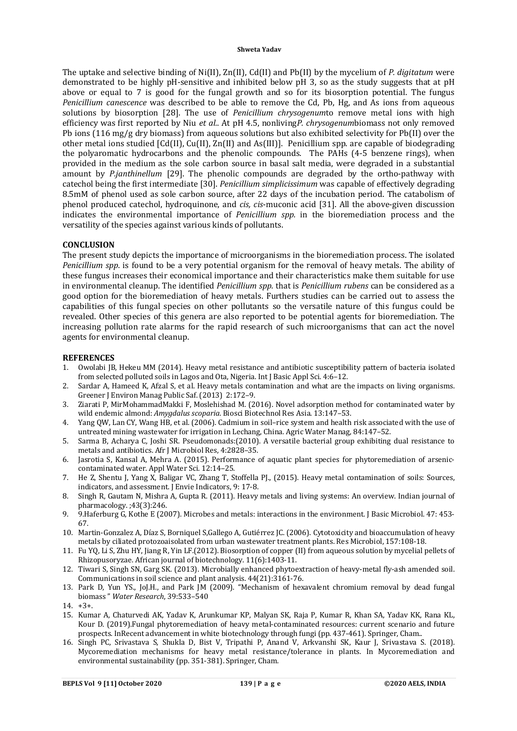The uptake and selective binding of Ni(II), Zn(II), Cd(II) and Pb(II) by the mycelium of *P. digitatum* were demonstrated to be highly pH-sensitive and inhibited below pH 3, so as the study suggests that at pH above or equal to 7 is good for the fungal growth and so for its biosorption potential. The fungus *Penicillium canescence* was described to be able to remove the Cd, Pb, Hg, and As ions from aqueous solutions by biosorption [28]. The use of *Penicillium chrysogenum*to remove metal ions with high efficiency was first reported by Niu *et al*.. At pH 4.5, nonliving*P. chrysogenum*biomass not only removed Pb ions (116 mg/g dry biomass) from aqueous solutions but also exhibited selectivity for Pb(II) over the other metal ions studied [Cd(II), Cu(II), Zn(II) and As(III)]. Penicillium spp. are capable of biodegrading the polyaromatic hydrocarbons and the phenolic compounds. The PAHs (4-5 benzene rings), when provided in the medium as the sole carbon source in basal salt media, were degraded in a substantial amount by *P.janthinellum* [29]. The phenolic compounds are degraded by the ortho-pathway with catechol being the first intermediate [30]. *Penicillium simplicissimum* was capable of effectively degrading 8.5mM of phenol used as sole carbon source, after 22 days of the incubation period. The catabolism of phenol produced catechol, hydroquinone, and *cis, cis*-muconic acid [31]. All the above-given discussion indicates the environmental importance of *Penicillium spp.* in the bioremediation process and the versatility of the species against various kinds of pollutants.

## CONCLUSION

The present study depicts the importance of microorganisms in the bioremediation process. The isolated *Penicillium spp*. is found to be a very potential organism for the removal of heavy metals. The ability of these fungus increases their economical importance and their characteristics make them suitable for use in environmental cleanup. The identified *Penicillium spp.* that is *Penicillium rubens* can be considered as a good option for the bioremediation of heavy metals. Furthers studies can be carried out to assess the capabilities of this fungal species on other pollutants so the versatile nature of this fungus could be revealed. Other species of this genera are also reported to be potential agents for bioremediation. The increasing pollution rate alarms for the rapid research of such microorganisms that can act the novel agents for environmental cleanup.

## REFERENCES

1. Owolabi JB, Hekeu MM (2014). Heavy metal resistance and antibiotic susceptibility pattern of bacteria isolated from selected polluted soils in Lagos and Ota, Nigeria. Int J Basic Appl Sci. 4:6–12.
2. Sardar A, Hameed K, Afzal S, et al. Heavy metals contamination and what are the impacts on living organisms. Greener J Environ Manag Public Saf. (2013) 2:172–9.
3. Ziarati P, MirMohammadMakki F, Moslehishad M. (2016). Novel adsorption method for contaminated water by wild endemic almond: *Amygdalus scoparia*. Biosci Biotechnol Res Asia. 13:147–53.
4. Yang QW, Lan CY, Wang HB, et al. (2006). Cadmium in soil–rice system and health risk associated with the use of untreated mining wastewater for irrigation in Lechang, China. Agric Water Manag, 84:147–52.
5. Sarma B, Acharya C, Joshi SR. Pseudomonads:(2010). A versatile bacterial group exhibiting dual resistance to metals and antibiotics. Afr J Microbiol Res, 4:2828–35.
6. Jasrotia S, Kansal A, Mehra A. (2015). Performance of aquatic plant species for phytoremediation of arsenic-contaminated water. Appl Water Sci. 12:14–25.
7. He Z, Shentu J, Yang X, Baligar VC, Zhang T, Stoffella PJ., (2015). Heavy metal contamination of soils: Sources, indicators, and assessment. J Envie Indicators, 9: 17-8.
8. Singh R, Gautam N, Mishra A, Gupta R. (2011). Heavy metals and living systems: An overview. Indian journal of pharmacology. ;43(3):246.
9. 9.Haferburg G, Kothe E (2007). Microbes and metals: interactions in the environment. J Basic Microbiol. 47: 453-67.
10. Martin-Gonzalez A, Díaz S, Borniquel S,Gallego A, Gutiérrez JC. (2006). Cytotoxicity and bioaccumulation of heavy metals by ciliated protozoaisolated from urban wastewater treatment plants. Res Microbiol, 157:108-18.
11. Fu YQ, Li S, Zhu HY, Jiang R, Yin LF.(2012). Biosorption of copper (II) from aqueous solution by mycelial pellets of Rhizopusoryzae. African journal of biotechnology. 11(6):1403-11.
12. Tiwari S, Singh SN, Garg SK. (2013). Microbially enhanced phytoextraction of heavy-metal fly-ash amended soil. Communications in soil science and plant analysis. 44(21):3161-76.
13. Park D, Yun YS., JoJ.H., and Park JM (2009). "Mechanism of hexavalent chromium removal by dead fungal biomass" *Water Research*, 39:533–540
14. +3+.
15. Kumar A, Chaturvedi AK, Yadav K, Arunkumar KP, Malyan SK, Raja P, Kumar R, Khan SA, Yadav KK, Rana KL, Kour D. (2019).Fungal phytoremediation of heavy metal-contaminated resources: current scenario and future prospects. InRecent advancement in white biotechnology through fungi (pp. 437-461). Springer, Cham..
16. Singh PC, Srivastava S, Shukla D, Bist V, Tripathi P, Anand V, Arkvanshi SK, Kaur J, Srivastava S. (2018). Mycoremediation mechanisms for heavy metal resistance/tolerance in plants. In Mycoremediation and environmental sustainability (pp. 351-381). Springer, Cham.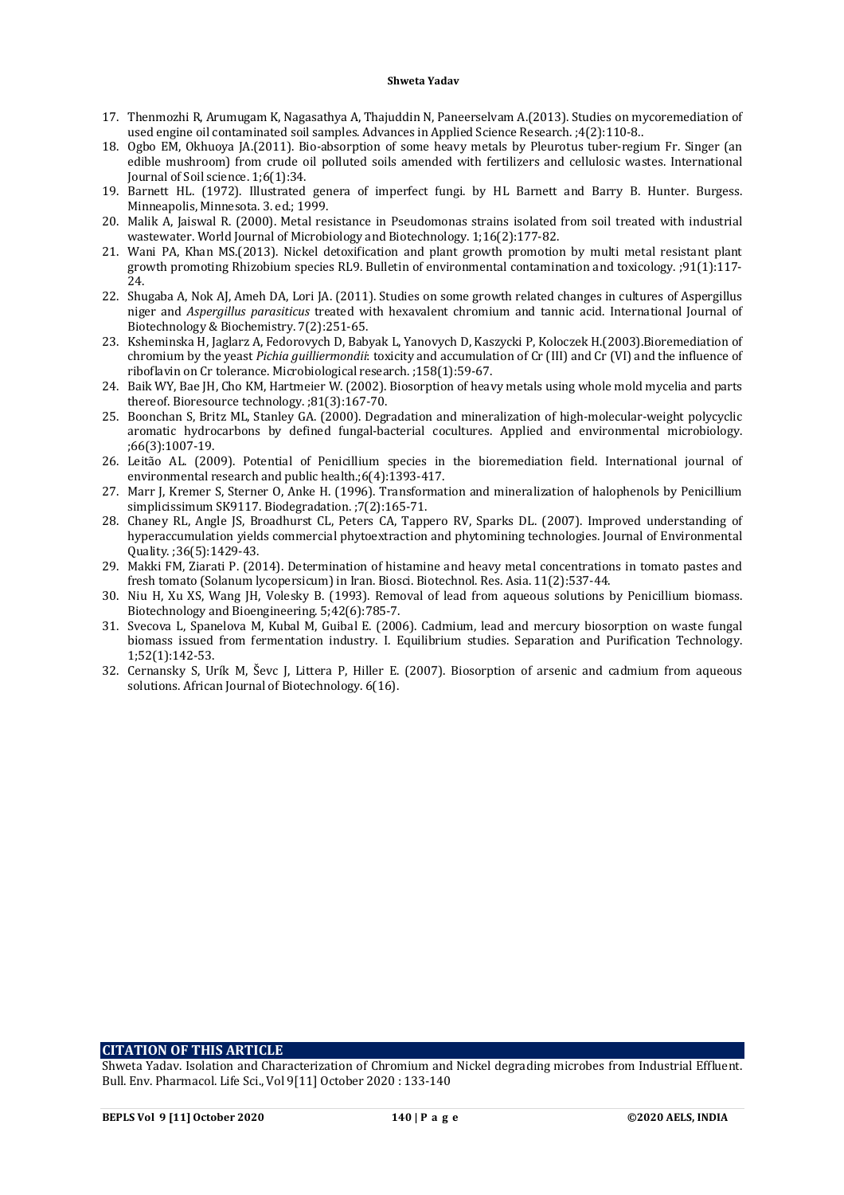17. Thenmozhi R, Arumugam K, Nagasathya A, Thajuddin N, Paneerselvam A.(2013). Studies on mycoremediation of used engine oil contaminated soil samples. Advances in Applied Science Research. ;4(2):110-8..
18. Ogbo EM, Okhuoya JA.(2011). Bio-absorption of some heavy metals by Pleurotus tuber-regium Fr. Singer (an edible mushroom) from crude oil polluted soils amended with fertilizers and cellulosic wastes. International Journal of Soil science. 1;6(1):34.
19. Barnett HL. (1972). Illustrated genera of imperfect fungi. by HL Barnett and Barry B. Hunter. Burgess. Minneapolis, Minnesota. 3. ed.; 1999.
20. Malik A, Jaiswal R. (2000). Metal resistance in Pseudomonas strains isolated from soil treated with industrial wastewater. World Journal of Microbiology and Biotechnology. 1;16(2):177-82.
21. Wani PA, Khan MS.(2013). Nickel detoxification and plant growth promotion by multi metal resistant plant growth promoting Rhizobium species RL9. Bulletin of environmental contamination and toxicology. ;91(1):117-24.
22. Shugaba A, Nok AJ, Ameh DA, Lori JA. (2011). Studies on some growth related changes in cultures of Aspergillus niger and *Aspergillus parasiticus* treated with hexavalent chromium and tannic acid. International Journal of Biotechnology & Biochemistry. 7(2):251-65.
23. Ksheminska H, Jaglarz A, Fedorovych D, Babyak L, Yanovych D, Kaszycki P, Koloczek H.(2003).Bioremediation of chromium by the yeast *Pichia guilliermondii*: toxicity and accumulation of Cr (III) and Cr (VI) and the influence of riboflavin on Cr tolerance. Microbiological research. ;158(1):59-67.
24. Baik WY, Bae JH, Cho KM, Hartmeier W. (2002). Biosorption of heavy metals using whole mold mycelia and parts thereof. Bioresource technology. ;81(3):167-70.
25. Boonchan S, Britz ML, Stanley GA. (2000). Degradation and mineralization of high-molecular-weight polycyclic aromatic hydrocarbons by defined fungal-bacterial cocultures. Applied and environmental microbiology. ;66(3):1007-19.
26. Leitão AL. (2009). Potential of Penicillium species in the bioremediation field. International journal of environmental research and public health.;6(4):1393-417.
27. Marr J, Kremer S, Sterner O, Anke H. (1996). Transformation and mineralization of halophenols by Penicillium simplicissimum SK9117. Biodegradation. ;7(2):165-71.
28. Chaney RL, Angle JS, Broadhurst CL, Peters CA, Tappero RV, Sparks DL. (2007). Improved understanding of hyperaccumulation yields commercial phytoextraction and phytomining technologies. Journal of Environmental Quality. ;36(5):1429-43.
29. Makki FM, Ziarati P. (2014). Determination of histamine and heavy metal concentrations in tomato pastes and fresh tomato (Solanum lycopersicum) in Iran. Biosci. Biotechnol. Res. Asia. 11(2):537-44.
30. Niu H, Xu XS, Wang JH, Volesky B. (1993). Removal of lead from aqueous solutions by Penicillium biomass. Biotechnology and Bioengineering. 5;42(6):785-7.
31. Svecova L, Spanelova M, Kubal M, Guibal E. (2006). Cadmium, lead and mercury biosorption on waste fungal biomass issued from fermentation industry. I. Equilibrium studies. Separation and Purification Technology. 1;52(1):142-53.
32. Cernansky S, Urík M, Ševc J, Littera P, Hiller E. (2007). Biosorption of arsenic and cadmium from aqueous solutions. African Journal of Biotechnology. 6(16).

## CITATION OF THIS ARTICLE

Shweta Yadav. Isolation and Characterization of Chromium and Nickel degrading microbes from Industrial Effluent. Bull. Env. Pharmacol. Life Sci., Vol 9[11] October 2020 : 133-140